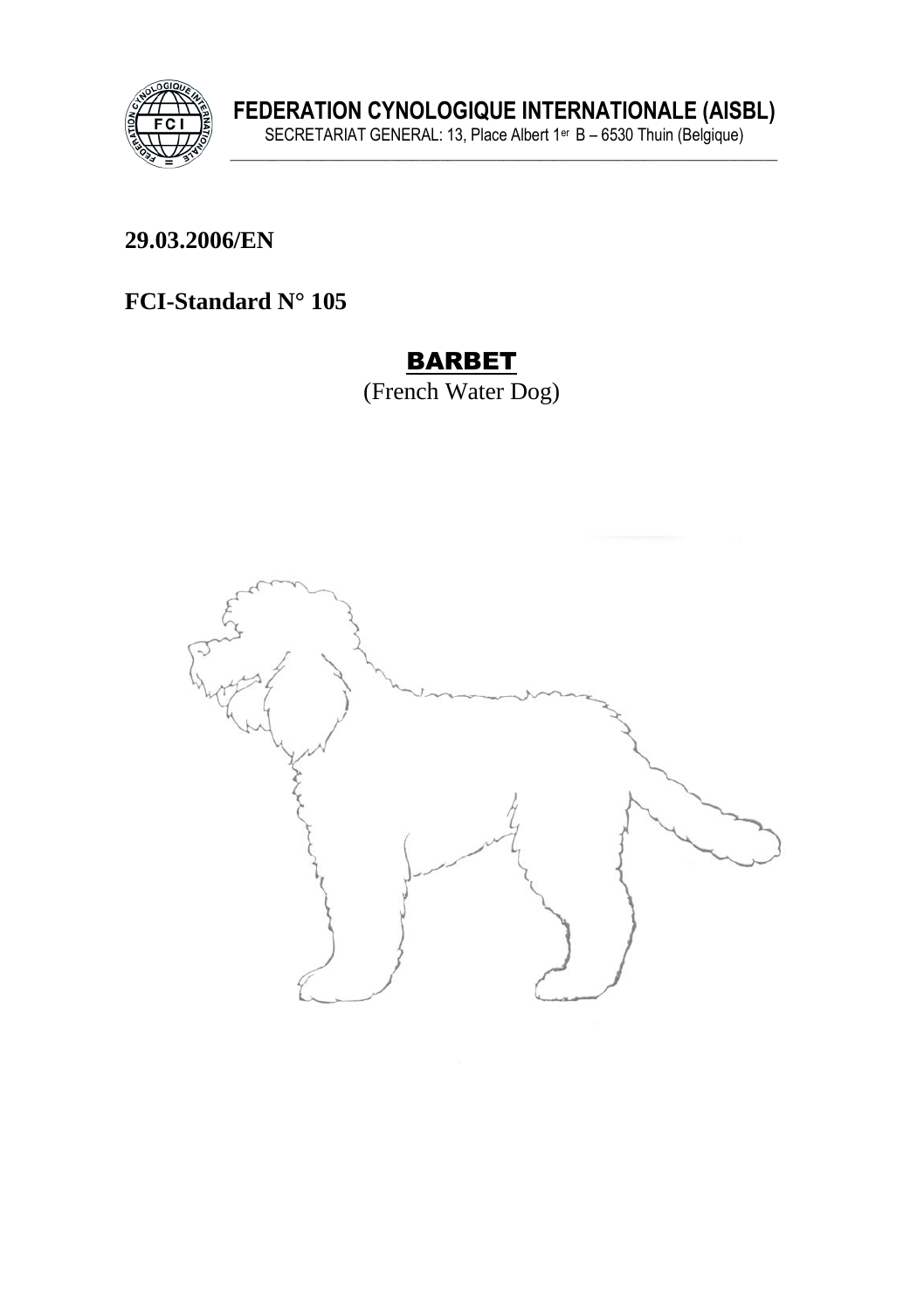**FEDERATION CYNOLOGIQUE INTERNATIONALE (AISBL)**
SECRETARIAT GENERAL: 13, Place Albert 1er B – 6530 Thuin (Belgique)

**29.03.2006/EN**

**FCI-Standard N° 105**

# BARBET

(French Water Dog)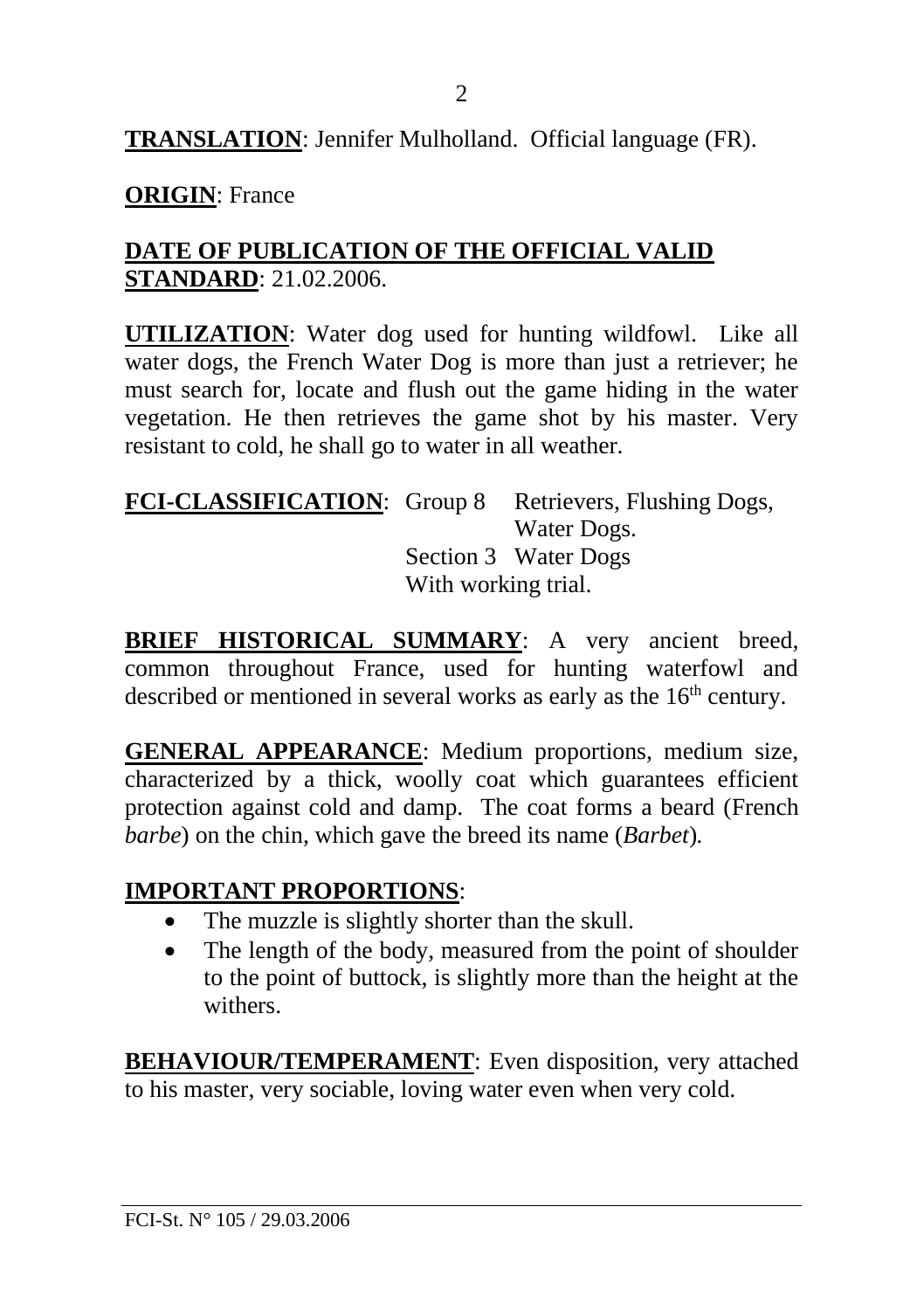**TRANSLATION**: Jennifer Mulholland. Official language (FR).

**ORIGIN**: France

**DATE OF PUBLICATION OF THE OFFICIAL VALID STANDARD**: 21.02.2006.

**UTILIZATION**: Water dog used for hunting wildfowl. Like all water dogs, the French Water Dog is more than just a retriever; he must search for, locate and flush out the game hiding in the water vegetation. He then retrieves the game shot by his master. Very resistant to cold, he shall go to water in all weather.

**FCI-CLASSIFICATION**: Group 8 Retrievers, Flushing Dogs, Water Dogs.
Section 3 Water Dogs
With working trial.

**BRIEF HISTORICAL SUMMARY**: A very ancient breed, common throughout France, used for hunting waterfowl and described or mentioned in several works as early as the 16th century.

**GENERAL APPEARANCE**: Medium proportions, medium size, characterized by a thick, woolly coat which guarantees efficient protection against cold and damp. The coat forms a beard (French *barbe*) on the chin, which gave the breed its name (*Barbet*).

**IMPORTANT PROPORTIONS**:

- The muzzle is slightly shorter than the skull.
- The length of the body, measured from the point of shoulder to the point of buttock, is slightly more than the height at the withers.

**BEHAVIOUR/TEMPERAMENT**: Even disposition, very attached to his master, very sociable, loving water even when very cold.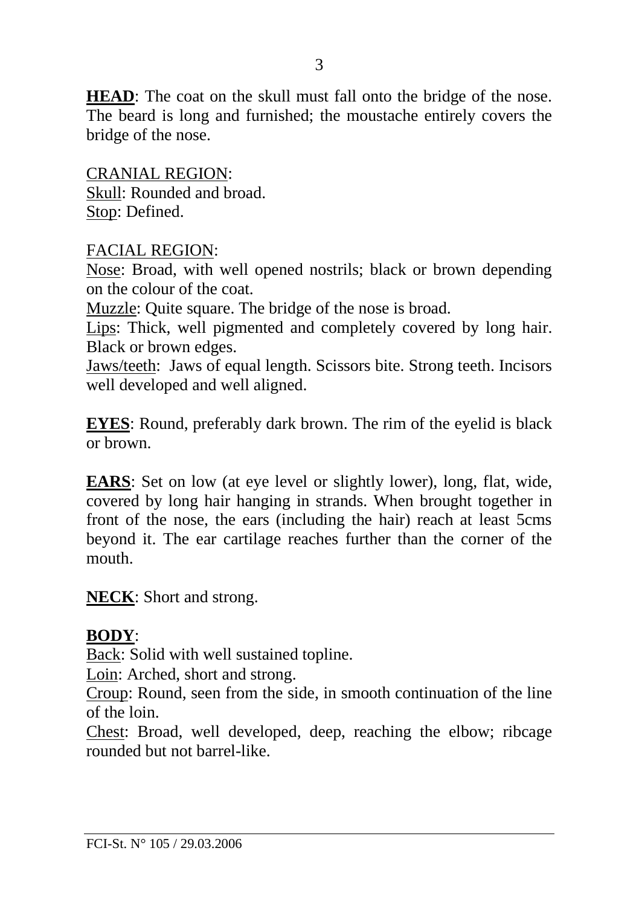**HEAD**: The coat on the skull must fall onto the bridge of the nose. The beard is long and furnished; the moustache entirely covers the bridge of the nose.

CRANIAL REGION:
Skull: Rounded and broad.
Stop: Defined.

FACIAL REGION:
Nose: Broad, with well opened nostrils; black or brown depending on the colour of the coat.
Muzzle: Quite square. The bridge of the nose is broad.
Lips: Thick, well pigmented and completely covered by long hair. Black or brown edges.
Jaws/teeth: Jaws of equal length. Scissors bite. Strong teeth. Incisors well developed and well aligned.

**EYES**: Round, preferably dark brown. The rim of the eyelid is black or brown.

**EARS**: Set on low (at eye level or slightly lower), long, flat, wide, covered by long hair hanging in strands. When brought together in front of the nose, the ears (including the hair) reach at least 5cms beyond it. The ear cartilage reaches further than the corner of the mouth.

**NECK**: Short and strong.

**BODY**:
Back: Solid with well sustained topline.
Loin: Arched, short and strong.
Croup: Round, seen from the side, in smooth continuation of the line of the loin.
Chest: Broad, well developed, deep, reaching the elbow; ribcage rounded but not barrel-like.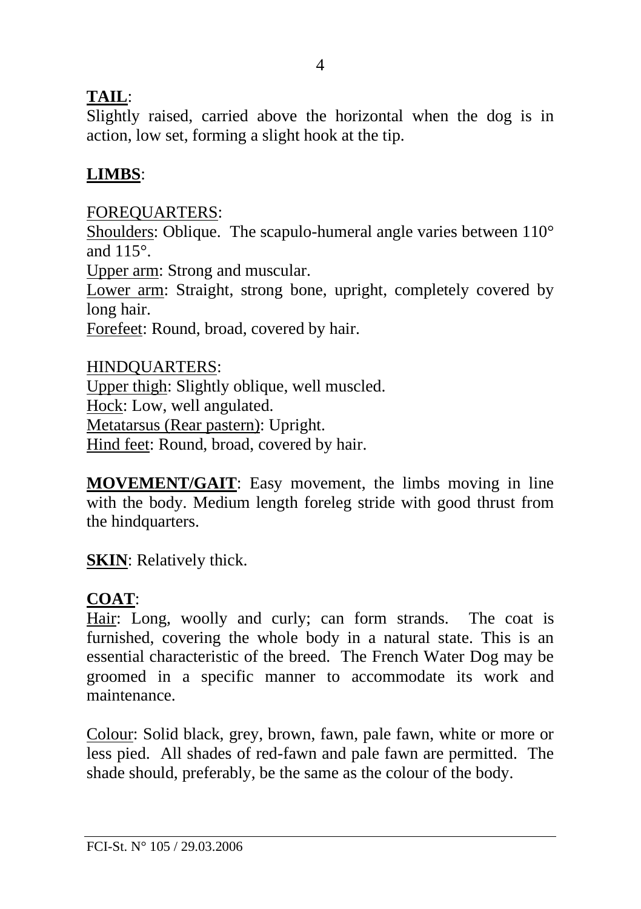**TAIL**:
Slightly raised, carried above the horizontal when the dog is in action, low set, forming a slight hook at the tip.

**LIMBS**:

FOREQUARTERS:
Shoulders: Oblique. The scapulo-humeral angle varies between 110° and 115°.
Upper arm: Strong and muscular.
Lower arm: Straight, strong bone, upright, completely covered by long hair.
Forefeet: Round, broad, covered by hair.

HINDQUARTERS:
Upper thigh: Slightly oblique, well muscled.
Hock: Low, well angulated.
Metatarsus (Rear pastern): Upright.
Hind feet: Round, broad, covered by hair.

**MOVEMENT/GAIT**: Easy movement, the limbs moving in line with the body. Medium length foreleg stride with good thrust from the hindquarters.

**SKIN**: Relatively thick.

**COAT**:
Hair: Long, woolly and curly; can form strands. The coat is furnished, covering the whole body in a natural state. This is an essential characteristic of the breed. The French Water Dog may be groomed in a specific manner to accommodate its work and maintenance.

Colour: Solid black, grey, brown, fawn, pale fawn, white or more or less pied. All shades of red-fawn and pale fawn are permitted. The shade should, preferably, be the same as the colour of the body.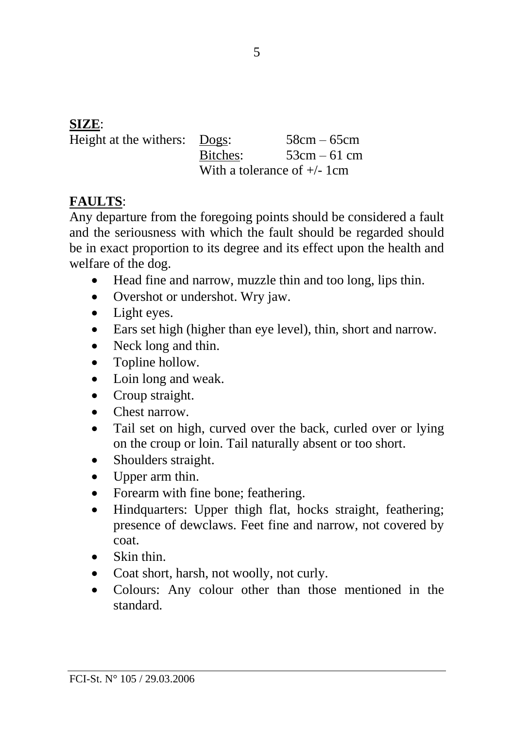**SIZE**:

| Height at the withers: | Dogs: | 58cm – 65cm |
|---|---|---|
| | Bitches: | 53cm – 61 cm |
| | With a tolerance of +/- 1cm | |

**FAULTS**:

Any departure from the foregoing points should be considered a fault and the seriousness with which the fault should be regarded should be in exact proportion to its degree and its effect upon the health and welfare of the dog.

- Head fine and narrow, muzzle thin and too long, lips thin.
- Overshot or undershot. Wry jaw.
- Light eyes.
- Ears set high (higher than eye level), thin, short and narrow.
- Neck long and thin.
- Topline hollow.
- Loin long and weak.
- Croup straight.
- Chest narrow.
- Tail set on high, curved over the back, curled over or lying on the croup or loin. Tail naturally absent or too short.
- Shoulders straight.
- Upper arm thin.
- Forearm with fine bone; feathering.
- Hindquarters: Upper thigh flat, hocks straight, feathering; presence of dewclaws. Feet fine and narrow, not covered by coat.
- Skin thin.
- Coat short, harsh, not woolly, not curly.
- Colours: Any colour other than those mentioned in the standard.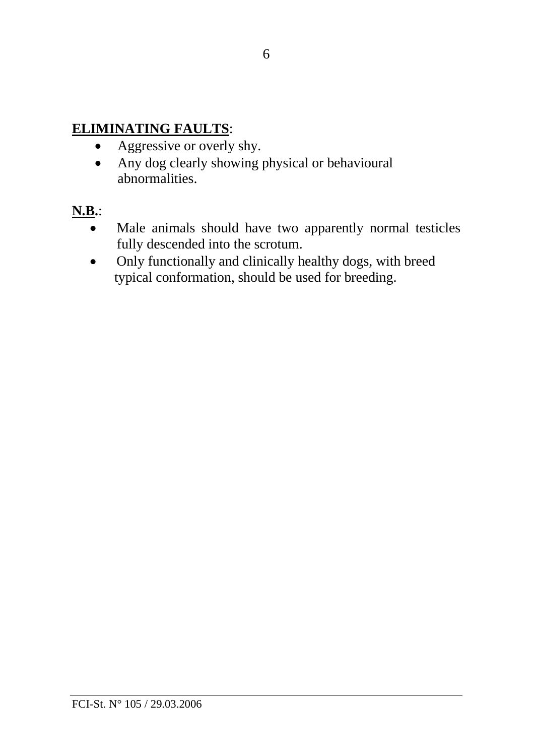**ELIMINATING FAULTS**:

- Aggressive or overly shy.
- Any dog clearly showing physical or behavioural abnormalities.

**N.B.**:

- Male animals should have two apparently normal testicles fully descended into the scrotum.
- Only functionally and clinically healthy dogs, with breed typical conformation, should be used for breeding.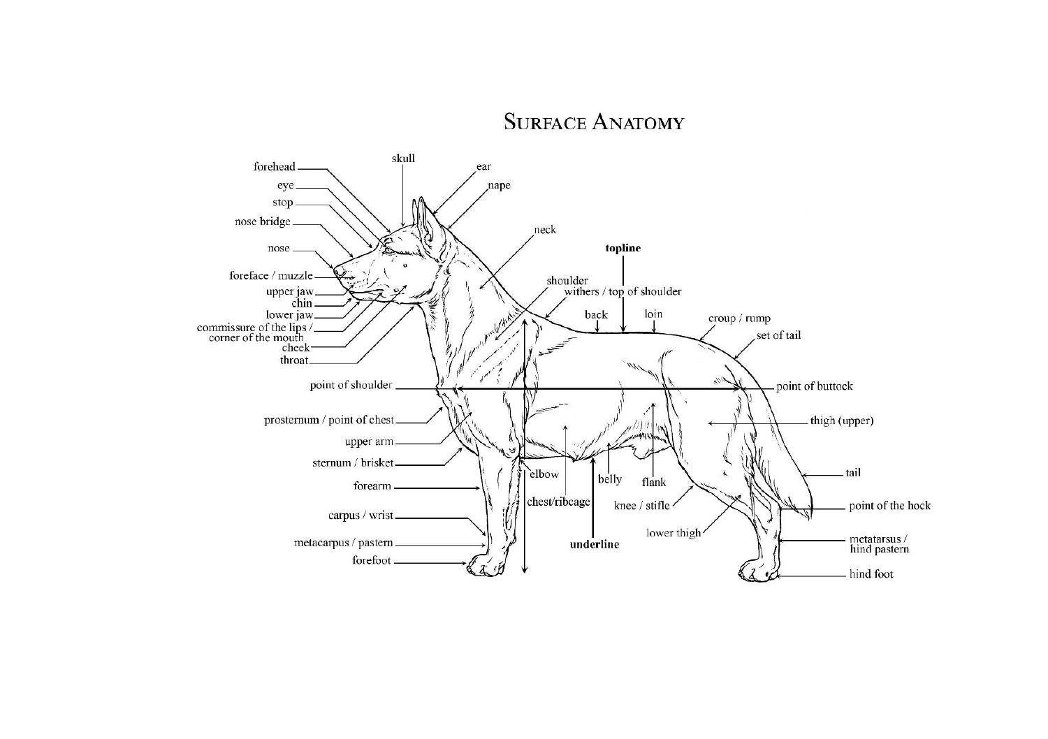# Surface Anatomy

forehead

eye

stop

nose bridge

nose

foreface / muzzle

upper jaw

chin

lower jaw

commissure of the lips / corner of the mouth

cheek

throat

skull

ear

nape

neck

shoulder

withers / top of shoulder

topline

back

loin

croup / rump

set of tail

point of shoulder

point of buttock

prosternum / point of chest

upper arm

sternum / brisket

forearm

carpus / wrist

metacarpus / pastern

forefoot

elbow

chest/ribcage

underline

belly

flank

knee / stifle

lower thigh

thigh (upper)

tail

point of the hock

metatarsus / hind pastern

hind foot